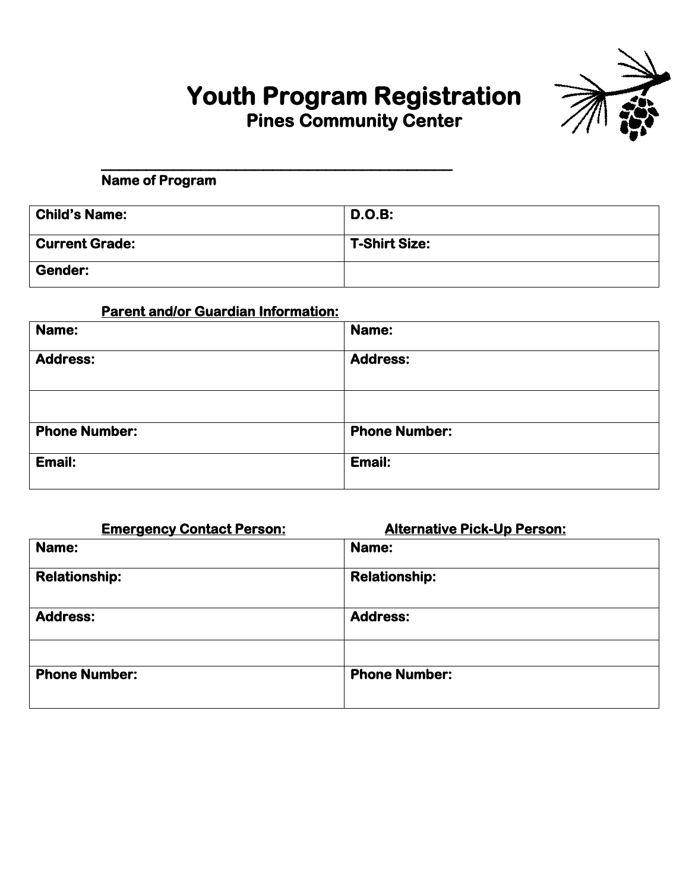# Youth Program Registration

## Pines Community Center

______________________________________________

**Name of Program**

| **Child's Name:** | **D.O.B:** |
|---|---|
| **Current Grade:** | **T-Shirt Size:** |
| **Gender:** | |

**Parent and/or Guardian Information:**

| **Name:** | **Name:** |
|---|---|
| **Address:** | **Address:** |
| | |
| **Phone Number:** | **Phone Number:** |
| **Email:** | **Email:** |

| **Emergency Contact Person:** | **Alternative Pick-Up Person:** |
|---|---|
| **Name:** | **Name:** |
| **Relationship:** | **Relationship:** |
| **Address:** | **Address:** |
| | |
| **Phone Number:** | **Phone Number:** |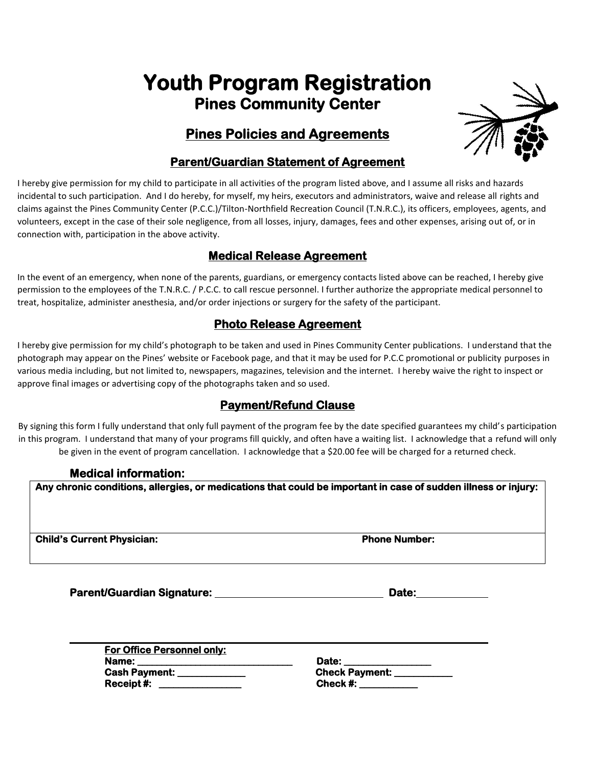# Youth Program Registration

## Pines Community Center

### Pines Policies and Agreements

### Parent/Guardian Statement of Agreement

I hereby give permission for my child to participate in all activities of the program listed above, and I assume all risks and hazards incidental to such participation. And I do hereby, for myself, my heirs, executors and administrators, waive and release all rights and claims against the Pines Community Center (P.C.C.)/Tilton-Northfield Recreation Council (T.N.R.C.), its officers, employees, agents, and volunteers, except in the case of their sole negligence, from all losses, injury, damages, fees and other expenses, arising out of, or in connection with, participation in the above activity.

### Medical Release Agreement

In the event of an emergency, when none of the parents, guardians, or emergency contacts listed above can be reached, I hereby give permission to the employees of the T.N.R.C. / P.C.C. to call rescue personnel. I further authorize the appropriate medical personnel to treat, hospitalize, administer anesthesia, and/or order injections or surgery for the safety of the participant.

### Photo Release Agreement

I hereby give permission for my child's photograph to be taken and used in Pines Community Center publications. I understand that the photograph may appear on the Pines' website or Facebook page, and that it may be used for P.C.C promotional or publicity purposes in various media including, but not limited to, newspapers, magazines, television and the internet. I hereby waive the right to inspect or approve final images or advertising copy of the photographs taken and so used.

### Payment/Refund Clause

By signing this form I fully understand that only full payment of the program fee by the date specified guarantees my child's participation in this program. I understand that many of your programs fill quickly, and often have a waiting list. I acknowledge that a refund will only be given in the event of program cancellation. I acknowledge that a $20.00 fee will be charged for a returned check.

**Medical information:**

| | |
|---|---|
| **Any chronic conditions, allergies, or medications that could be important in case of sudden illness or injury:** | |
| **Child's Current Physician:** | **Phone Number:** |

**Parent/Guardian Signature:** ______________________________ **Date:** ____________

**For Office Personnel only:**

**Name:** ______________________________ **Date:** ________________

**Cash Payment:** ____________ **Check Payment:** ___________

**Receipt #:** _______________ **Check #:** ___________